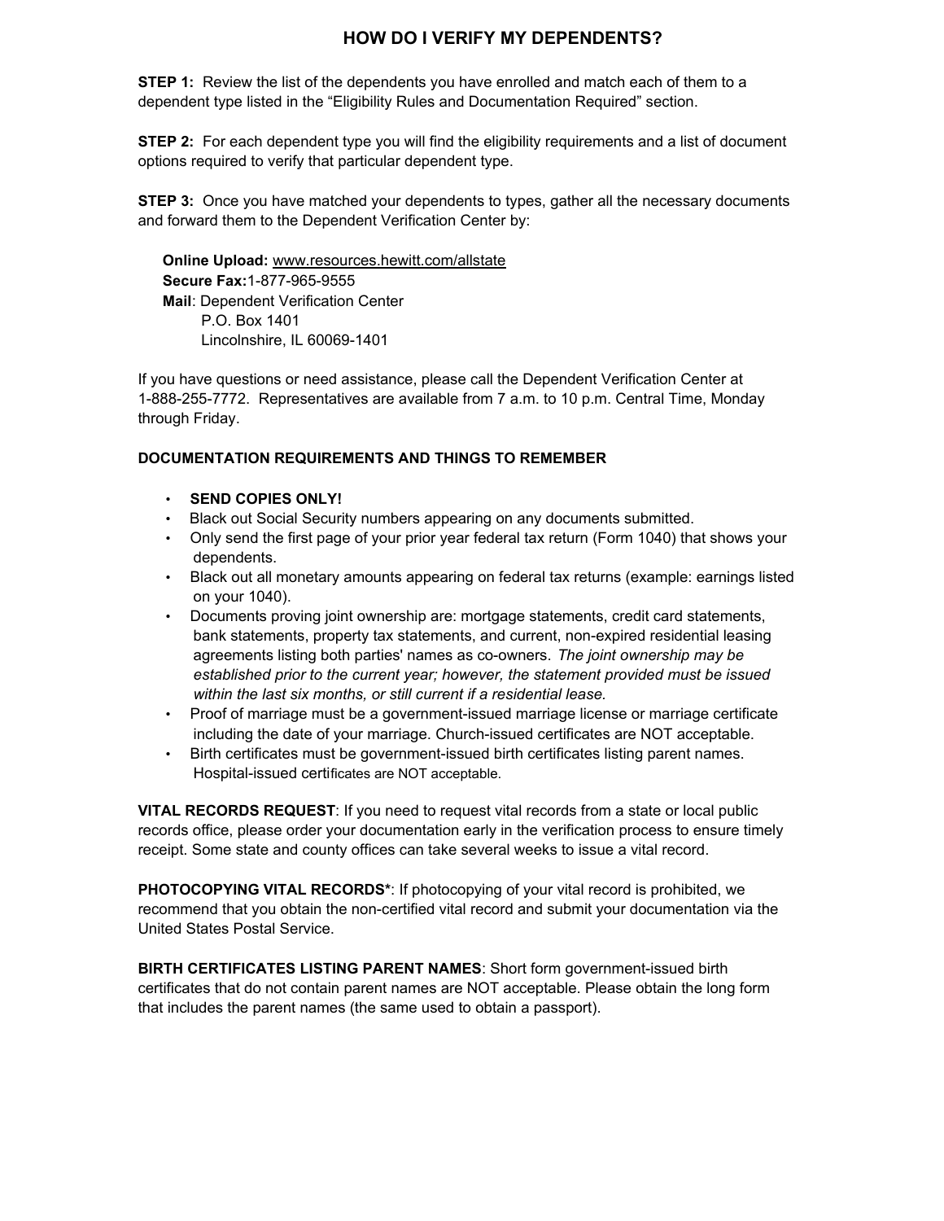# HOW DO I VERIFY MY DEPENDENTS?

**STEP 1:** Review the list of the dependents you have enrolled and match each of them to a dependent type listed in the "Eligibility Rules and Documentation Required" section.

**STEP 2:** For each dependent type you will find the eligibility requirements and a list of document options required to verify that particular dependent type.

**STEP 3:** Once you have matched your dependents to types, gather all the necessary documents and forward them to the Dependent Verification Center by:

**Online Upload:** www.resources.hewitt.com/allstate
**Secure Fax:** 1-877-965-9555
**Mail**: Dependent Verification Center
P.O. Box 1401
Lincolnshire, IL 60069-1401

If you have questions or need assistance, please call the Dependent Verification Center at 1-888-255-7772. Representatives are available from 7 a.m. to 10 p.m. Central Time, Monday through Friday.

**DOCUMENTATION REQUIREMENTS AND THINGS TO REMEMBER**

- **SEND COPIES ONLY!**
- Black out Social Security numbers appearing on any documents submitted.
- Only send the first page of your prior year federal tax return (Form 1040) that shows your dependents.
- Black out all monetary amounts appearing on federal tax returns (example: earnings listed on your 1040).
- Documents proving joint ownership are: mortgage statements, credit card statements, bank statements, property tax statements, and current, non-expired residential leasing agreements listing both parties' names as co-owners. *The joint ownership may be established prior to the current year; however, the statement provided must be issued within the last six months, or still current if a residential lease.*
- Proof of marriage must be a government-issued marriage license or marriage certificate including the date of your marriage. Church-issued certificates are NOT acceptable.
- Birth certificates must be government-issued birth certificates listing parent names. Hospital-issued certificates are NOT acceptable.

**VITAL RECORDS REQUEST**: If you need to request vital records from a state or local public records office, please order your documentation early in the verification process to ensure timely receipt. Some state and county offices can take several weeks to issue a vital record.

**PHOTOCOPYING VITAL RECORDS***: If photocopying of your vital record is prohibited, we recommend that you obtain the non-certified vital record and submit your documentation via the United States Postal Service.

**BIRTH CERTIFICATES LISTING PARENT NAMES**: Short form government-issued birth certificates that do not contain parent names are NOT acceptable. Please obtain the long form that includes the parent names (the same used to obtain a passport).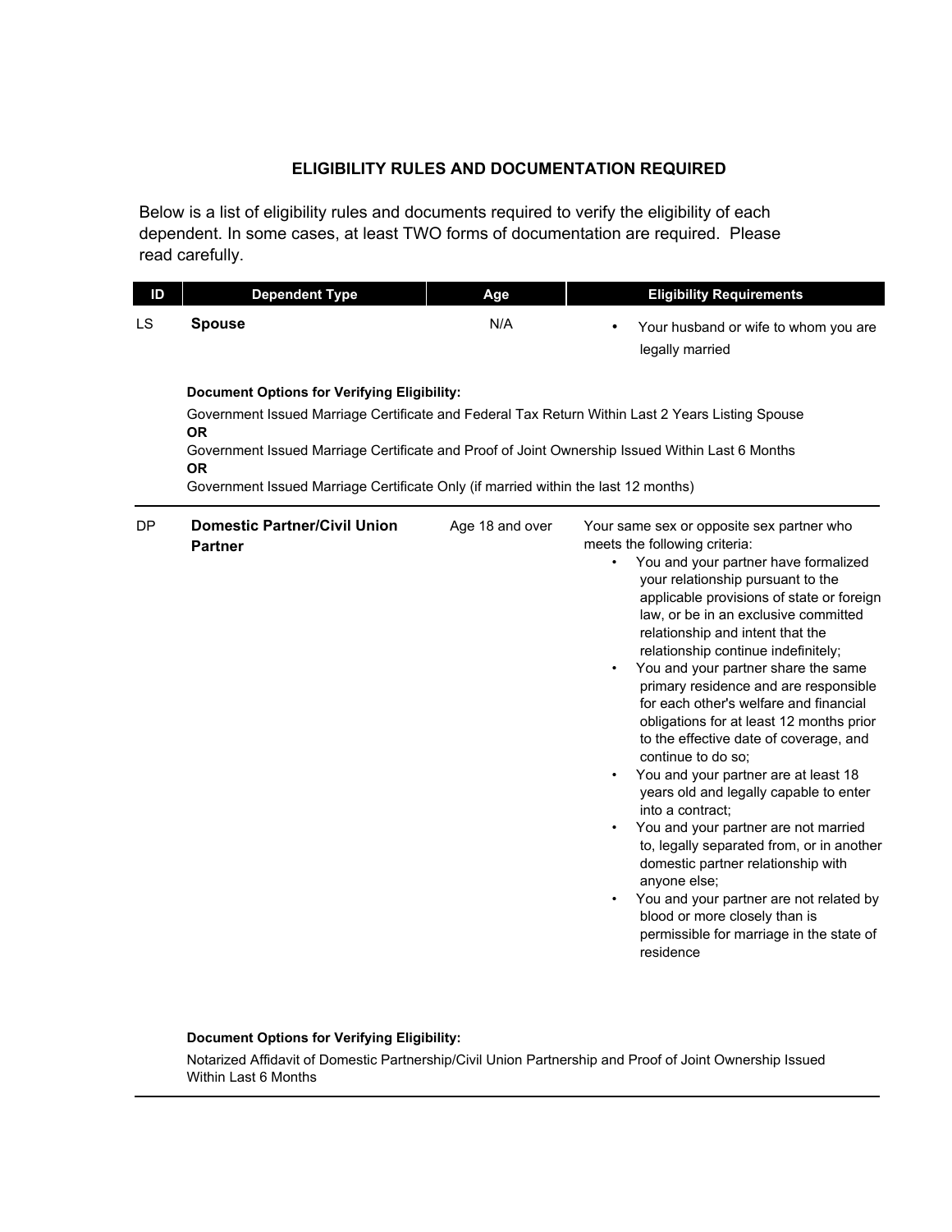## ELIGIBILITY RULES AND DOCUMENTATION REQUIRED

Below is a list of eligibility rules and documents required to verify the eligibility of each dependent. In some cases, at least TWO forms of documentation are required. Please read carefully.

| ID | Dependent Type | Age | Eligibility Requirements |
|---|---|---|---|
| LS | **Spouse** | N/A | • Your husband or wife to whom you are legally married |
| DP | **Domestic Partner/Civil Union Partner** | Age 18 and over | Your same sex or opposite sex partner who meets the following criteria:<br>• You and your partner have formalized your relationship pursuant to the applicable provisions of state or foreign law, or be in an exclusive committed relationship and intent that the relationship continue indefinitely;<br>• You and your partner share the same primary residence and are responsible for each other's welfare and financial obligations for at least 12 months prior to the effective date of coverage, and continue to do so;<br>• You and your partner are at least 18 years old and legally capable to enter into a contract;<br>• You and your partner are not married to, legally separated from, or in another domestic partner relationship with anyone else;<br>• You and your partner are not related by blood or more closely than is permissible for marriage in the state of residence |

**Spouse — Document Options for Verifying Eligibility:**

Government Issued Marriage Certificate and Federal Tax Return Within Last 2 Years Listing Spouse
**OR**
Government Issued Marriage Certificate and Proof of Joint Ownership Issued Within Last 6 Months
**OR**
Government Issued Marriage Certificate Only (if married within the last 12 months)

**Domestic Partner/Civil Union Partner — Document Options for Verifying Eligibility:**

Notarized Affidavit of Domestic Partnership/Civil Union Partnership and Proof of Joint Ownership Issued Within Last 6 Months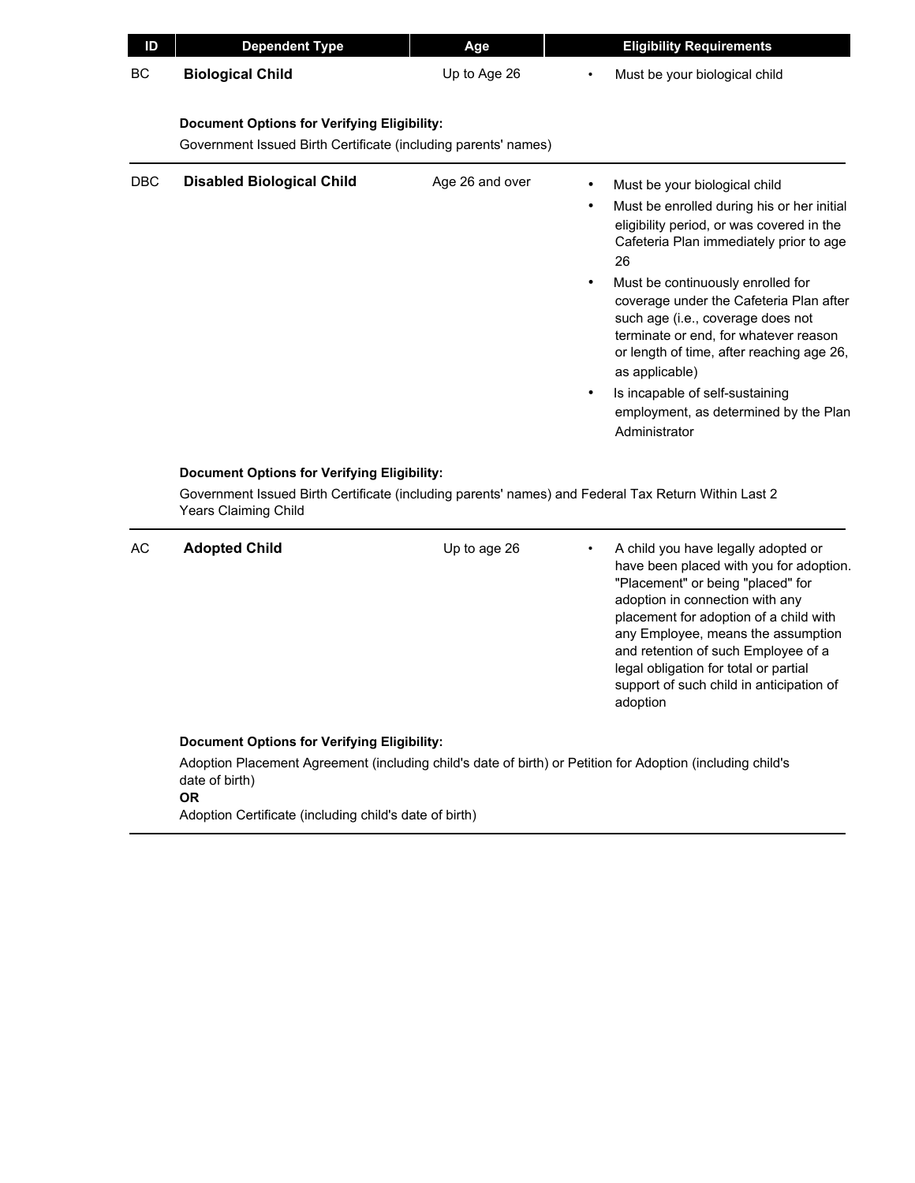| ID | Dependent Type | Age | Eligibility Requirements |
|---|---|---|---|
| BC | **Biological Child** | Up to Age 26 | • Must be your biological child |
| | **Document Options for Verifying Eligibility:**<br>Government Issued Birth Certificate (including parents' names) | | |
| DBC | **Disabled Biological Child** | Age 26 and over | • Must be your biological child<br>• Must be enrolled during his or her initial eligibility period, or was covered in the Cafeteria Plan immediately prior to age 26<br>• Must be continuously enrolled for coverage under the Cafeteria Plan after such age (i.e., coverage does not terminate or end, for whatever reason or length of time, after reaching age 26, as applicable)<br>• Is incapable of self-sustaining employment, as determined by the Plan Administrator |
| | **Document Options for Verifying Eligibility:**<br>Government Issued Birth Certificate (including parents' names) and Federal Tax Return Within Last 2 Years Claiming Child | | |
| AC | **Adopted Child** | Up to age 26 | • A child you have legally adopted or have been placed with you for adoption. "Placement" or being "placed" for adoption in connection with any placement for adoption of a child with any Employee, means the assumption and retention of such Employee of a legal obligation for total or partial support of such child in anticipation of adoption |
| | **Document Options for Verifying Eligibility:**<br>Adoption Placement Agreement (including child's date of birth) or Petition for Adoption (including child's date of birth)<br>**OR**<br>Adoption Certificate (including child's date of birth) | | |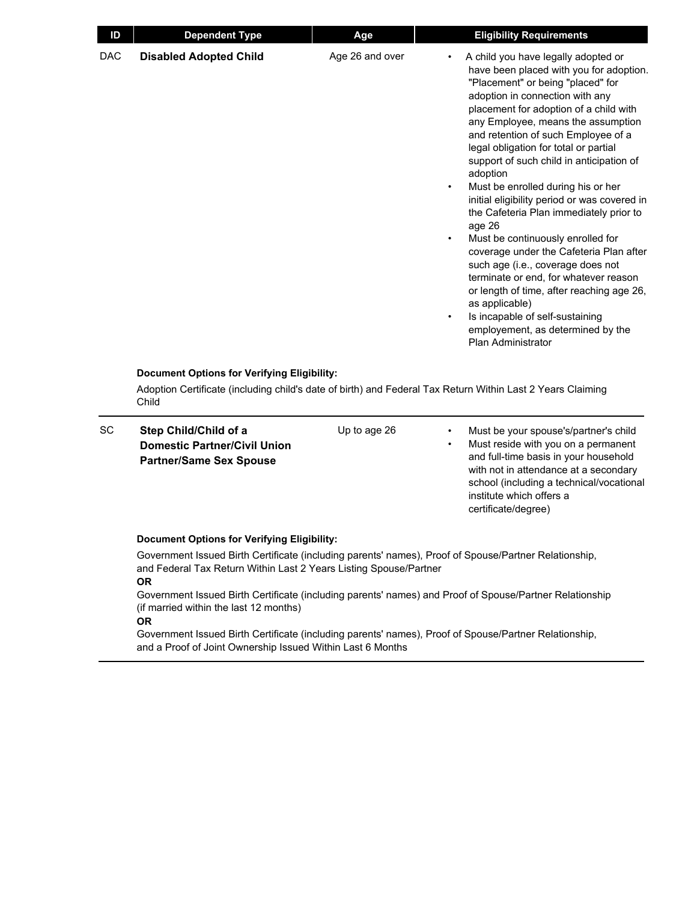| ID | Dependent Type | Age | Eligibility Requirements |
| --- | --- | --- | --- |
| DAC | **Disabled Adopted Child** | Age 26 and over | • A child you have legally adopted or have been placed with you for adoption. "Placement" or being "placed" for adoption in connection with any placement for adoption of a child with any Employee, means the assumption and retention of such Employee of a legal obligation for total or partial support of such child in anticipation of adoption<br>• Must be enrolled during his or her initial eligibility period or was covered in the Cafeteria Plan immediately prior to age 26<br>• Must be continuously enrolled for coverage under the Cafeteria Plan after such age (i.e., coverage does not terminate or end, for whatever reason or length of time, after reaching age 26, as applicable)<br>• Is incapable of self-sustaining employement, as determined by the Plan Administrator |

**Document Options for Verifying Eligibility:**

Adoption Certificate (including child's date of birth) and Federal Tax Return Within Last 2 Years Claiming Child

| ID | Dependent Type | Age | Eligibility Requirements |
| --- | --- | --- | --- |
| SC | **Step Child/Child of a Domestic Partner/Civil Union Partner/Same Sex Spouse** | Up to age 26 | • Must be your spouse's/partner's child<br>• Must reside with you on a permanent and full-time basis in your household with not in attendance at a secondary school (including a technical/vocational institute which offers a certificate/degree) |

**Document Options for Verifying Eligibility:**

Government Issued Birth Certificate (including parents' names), Proof of Spouse/Partner Relationship, and Federal Tax Return Within Last 2 Years Listing Spouse/Partner

**OR**

Government Issued Birth Certificate (including parents' names) and Proof of Spouse/Partner Relationship (if married within the last 12 months)

**OR**

Government Issued Birth Certificate (including parents' names), Proof of Spouse/Partner Relationship, and a Proof of Joint Ownership Issued Within Last 6 Months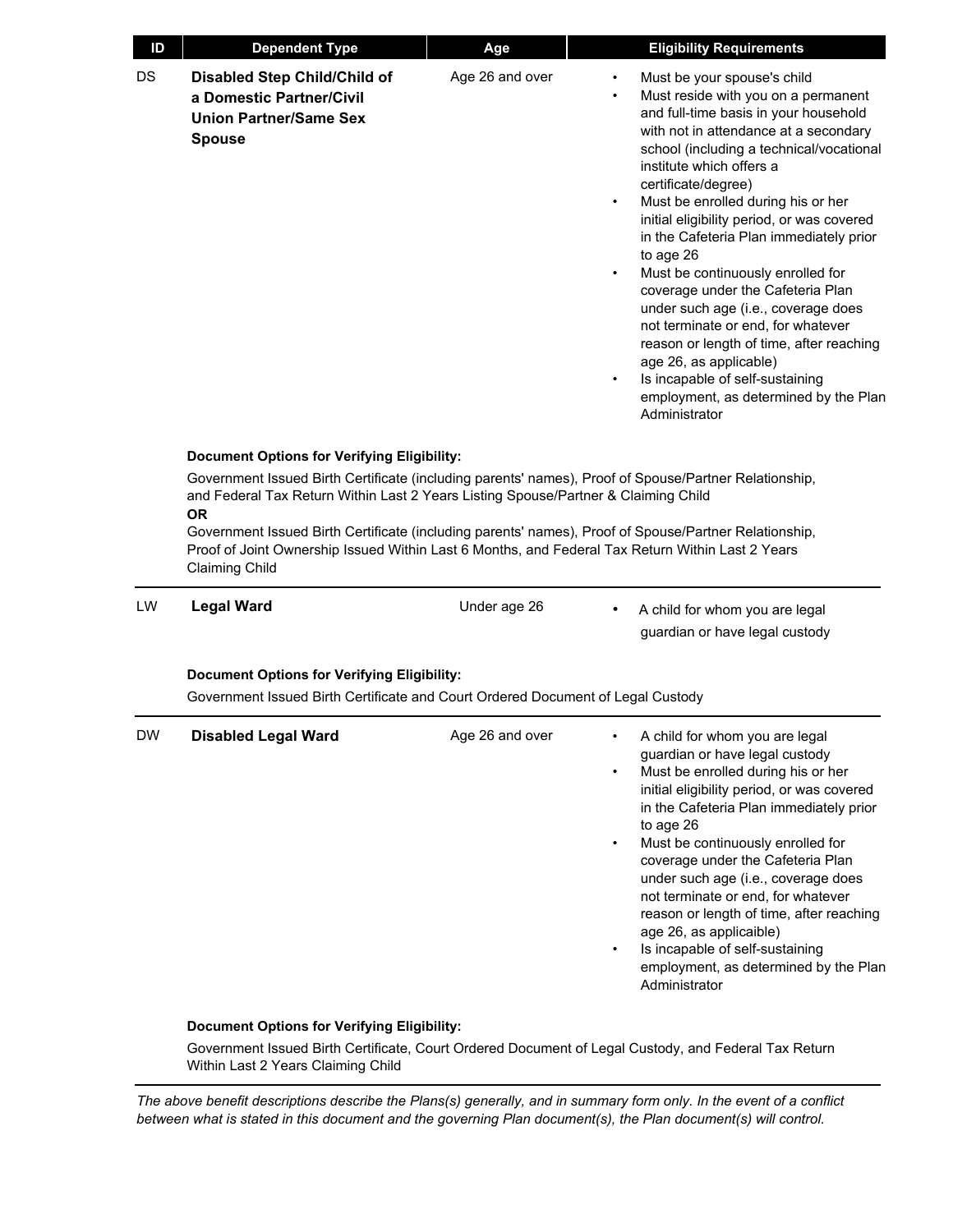| ID | Dependent Type | Age | Eligibility Requirements |
|---|---|---|---|
| DS | **Disabled Step Child/Child of a Domestic Partner/Civil Union Partner/Same Sex Spouse** | Age 26 and over | • Must be your spouse's child<br>• Must reside with you on a permanent and full-time basis in your household with not in attendance at a secondary school (including a technical/vocational institute which offers a certificate/degree)<br>• Must be enrolled during his or her initial eligibility period, or was covered in the Cafeteria Plan immediately prior to age 26<br>• Must be continuously enrolled for coverage under the Cafeteria Plan under such age (i.e., coverage does not terminate or end, for whatever reason or length of time, after reaching age 26, as applicable)<br>• Is incapable of self-sustaining employment, as determined by the Plan Administrator |
| | **Document Options for Verifying Eligibility:**<br>Government Issued Birth Certificate (including parents' names), Proof of Spouse/Partner Relationship, and Federal Tax Return Within Last 2 Years Listing Spouse/Partner & Claiming Child<br>**OR**<br>Government Issued Birth Certificate (including parents' names), Proof of Spouse/Partner Relationship, Proof of Joint Ownership Issued Within Last 6 Months, and Federal Tax Return Within Last 2 Years Claiming Child | | |
| LW | **Legal Ward** | Under age 26 | • A child for whom you are legal guardian or have legal custody |
| | **Document Options for Verifying Eligibility:**<br>Government Issued Birth Certificate and Court Ordered Document of Legal Custody | | |
| DW | **Disabled Legal Ward** | Age 26 and over | • A child for whom you are legal guardian or have legal custody<br>• Must be enrolled during his or her initial eligibility period, or was covered in the Cafeteria Plan immediately prior to age 26<br>• Must be continuously enrolled for coverage under the Cafeteria Plan under such age (i.e., coverage does not terminate or end, for whatever reason or length of time, after reaching age 26, as applicaible)<br>• Is incapable of self-sustaining employment, as determined by the Plan Administrator |
| | **Document Options for Verifying Eligibility:**<br>Government Issued Birth Certificate, Court Ordered Document of Legal Custody, and Federal Tax Return Within Last 2 Years Claiming Child | | |

*The above benefit descriptions describe the Plans(s) generally, and in summary form only. In the event of a conflict between what is stated in this document and the governing Plan document(s), the Plan document(s) will control.*